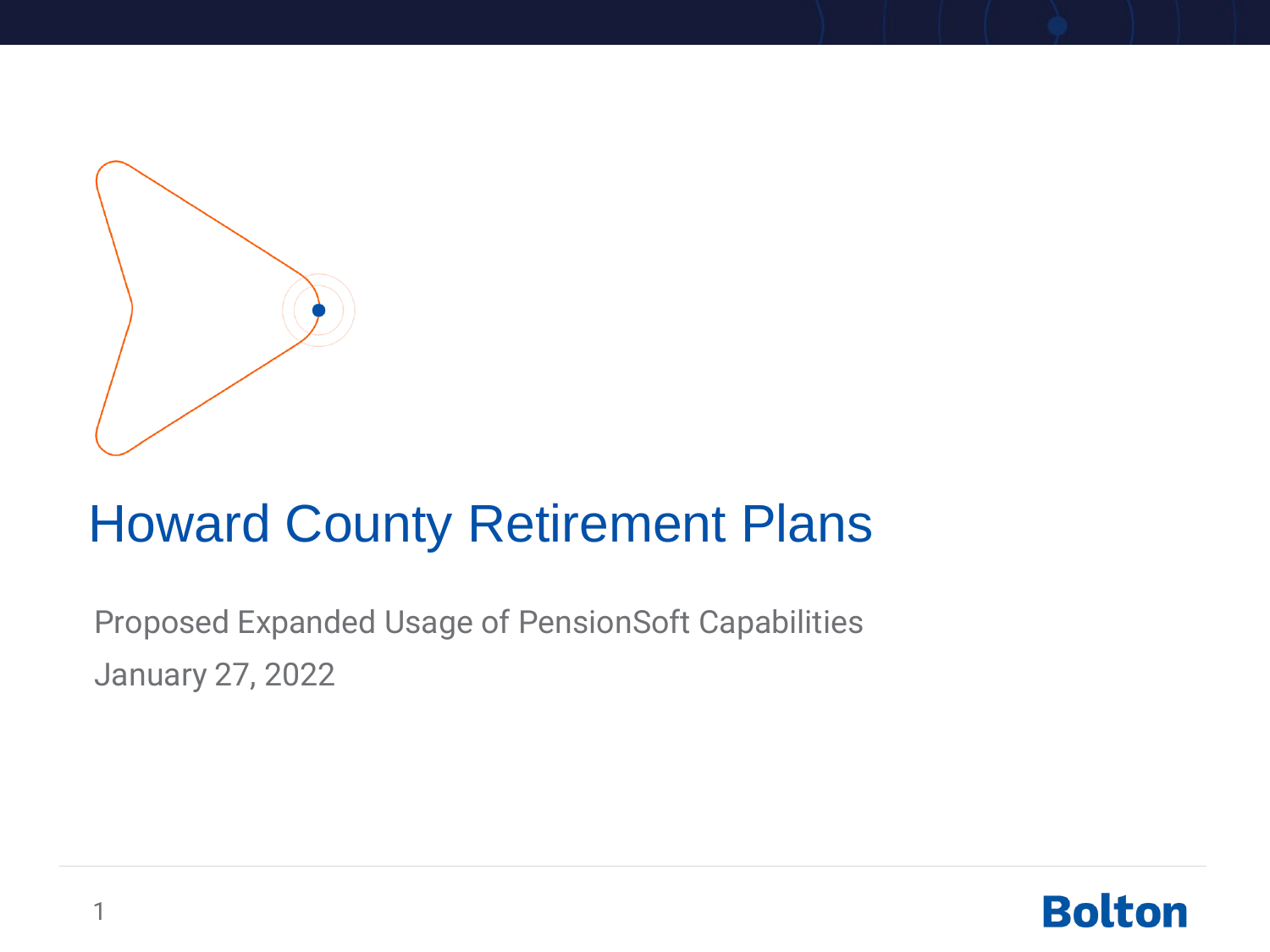# Howard County Retirement Plans

Proposed Expanded Usage of PensionSoft Capabilities

January 27, 2022

Bolton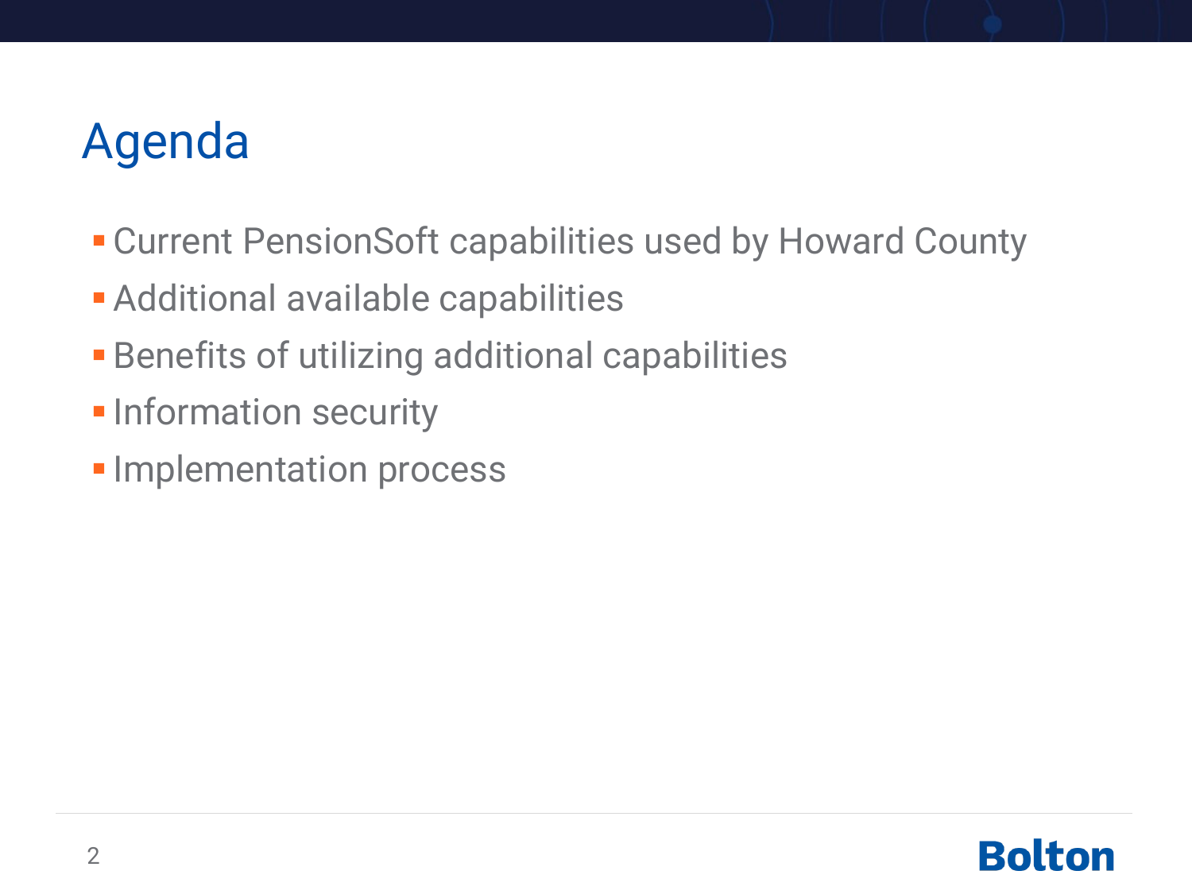# Agenda

- Current PensionSoft capabilities used by Howard County
- Additional available capabilities
- Benefits of utilizing additional capabilities
- Information security
- Implementation process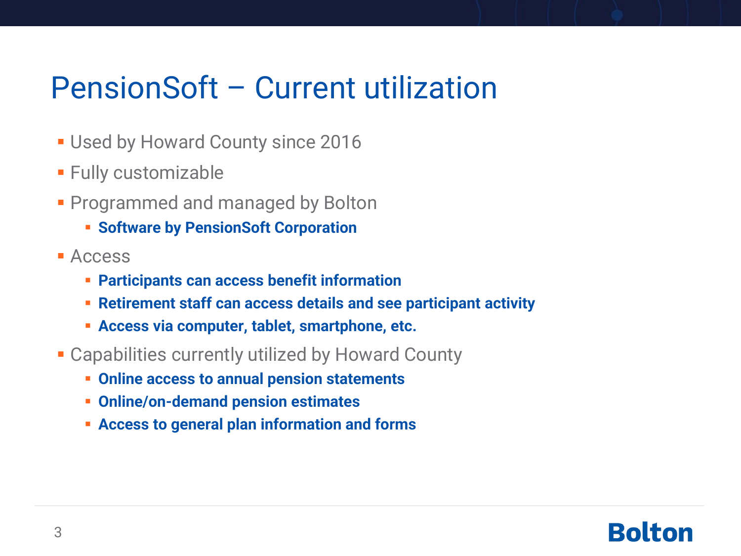# PensionSoft – Current utilization

- Used by Howard County since 2016
- Fully customizable
- Programmed and managed by Bolton
  - **Software by PensionSoft Corporation**
- Access
  - **Participants can access benefit information**
  - **Retirement staff can access details and see participant activity**
  - **Access via computer, tablet, smartphone, etc.**
- Capabilities currently utilized by Howard County
  - **Online access to annual pension statements**
  - **Online/on-demand pension estimates**
  - **Access to general plan information and forms**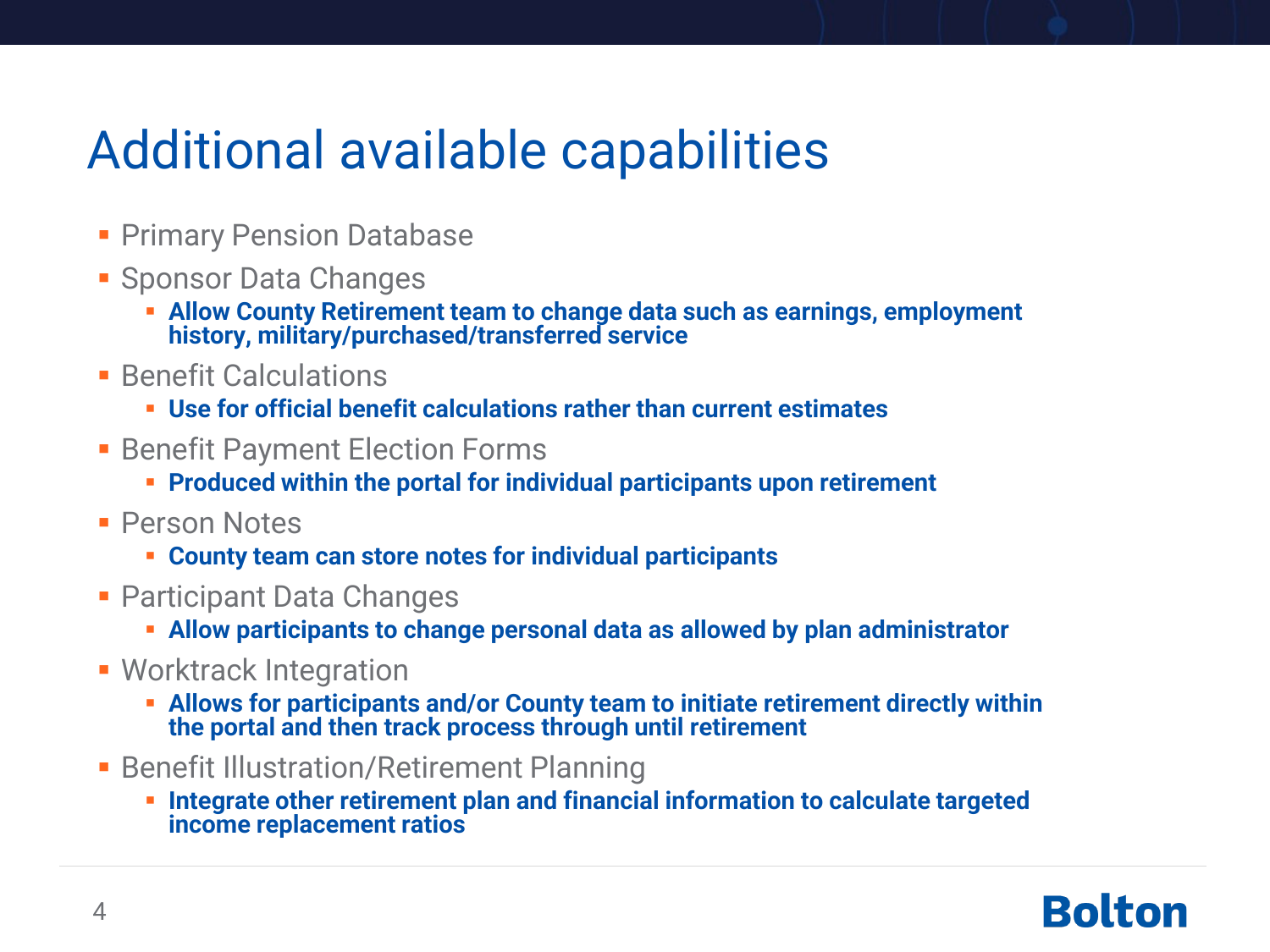# Additional available capabilities

- Primary Pension Database
- Sponsor Data Changes
  - **Allow County Retirement team to change data such as earnings, employment history, military/purchased/transferred service**
- Benefit Calculations
  - **Use for official benefit calculations rather than current estimates**
- Benefit Payment Election Forms
  - **Produced within the portal for individual participants upon retirement**
- Person Notes
  - **County team can store notes for individual participants**
- Participant Data Changes
  - **Allow participants to change personal data as allowed by plan administrator**
- Worktrack Integration
  - **Allows for participants and/or County team to initiate retirement directly within the portal and then track process through until retirement**
- Benefit Illustration/Retirement Planning
  - **Integrate other retirement plan and financial information to calculate targeted income replacement ratios**

Bolton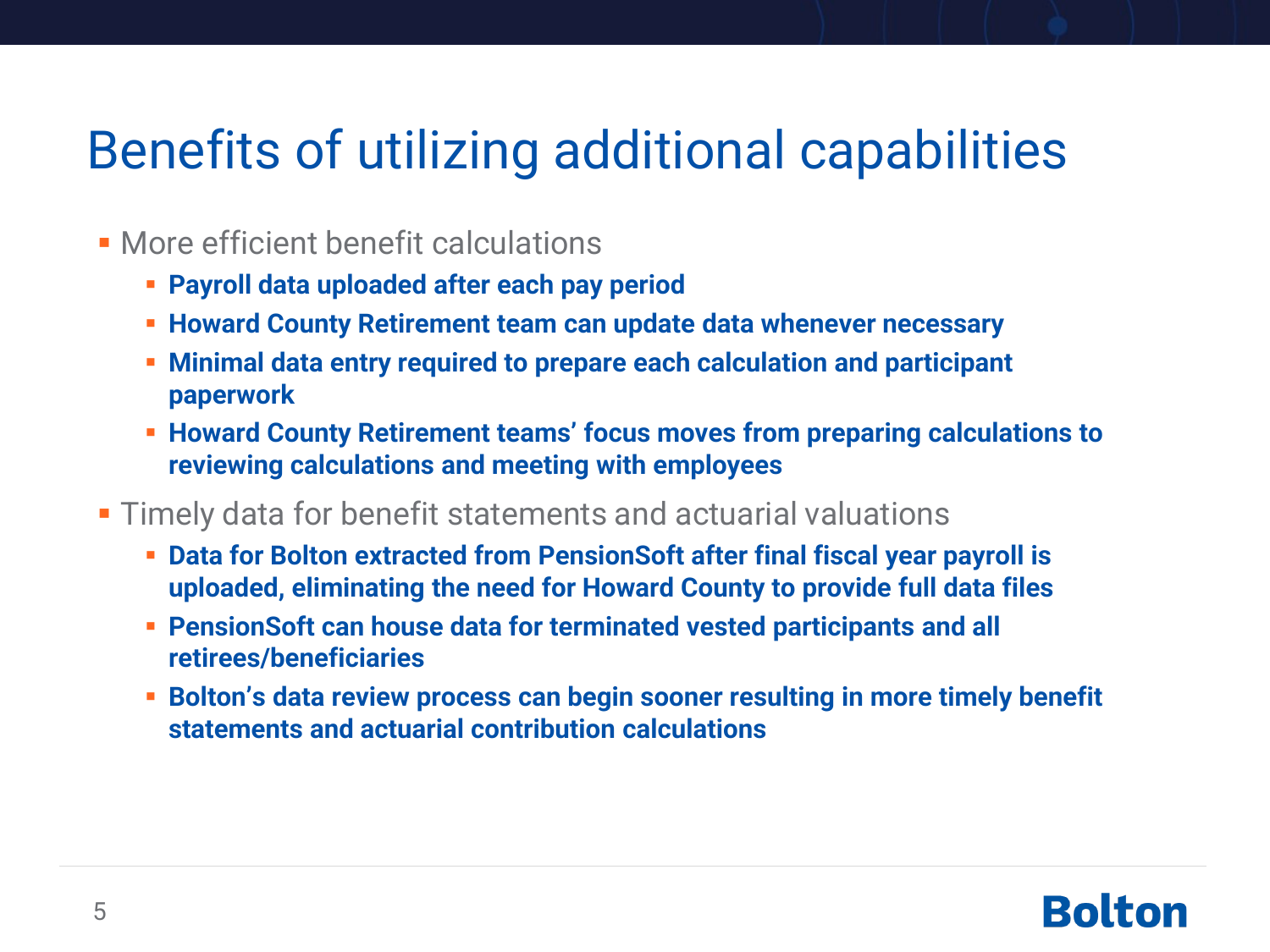# Benefits of utilizing additional capabilities

- More efficient benefit calculations
  - **Payroll data uploaded after each pay period**
  - **Howard County Retirement team can update data whenever necessary**
  - **Minimal data entry required to prepare each calculation and participant paperwork**
  - **Howard County Retirement teams' focus moves from preparing calculations to reviewing calculations and meeting with employees**
- Timely data for benefit statements and actuarial valuations
  - **Data for Bolton extracted from PensionSoft after final fiscal year payroll is uploaded, eliminating the need for Howard County to provide full data files**
  - **PensionSoft can house data for terminated vested participants and all retirees/beneficiaries**
  - **Bolton's data review process can begin sooner resulting in more timely benefit statements and actuarial contribution calculations**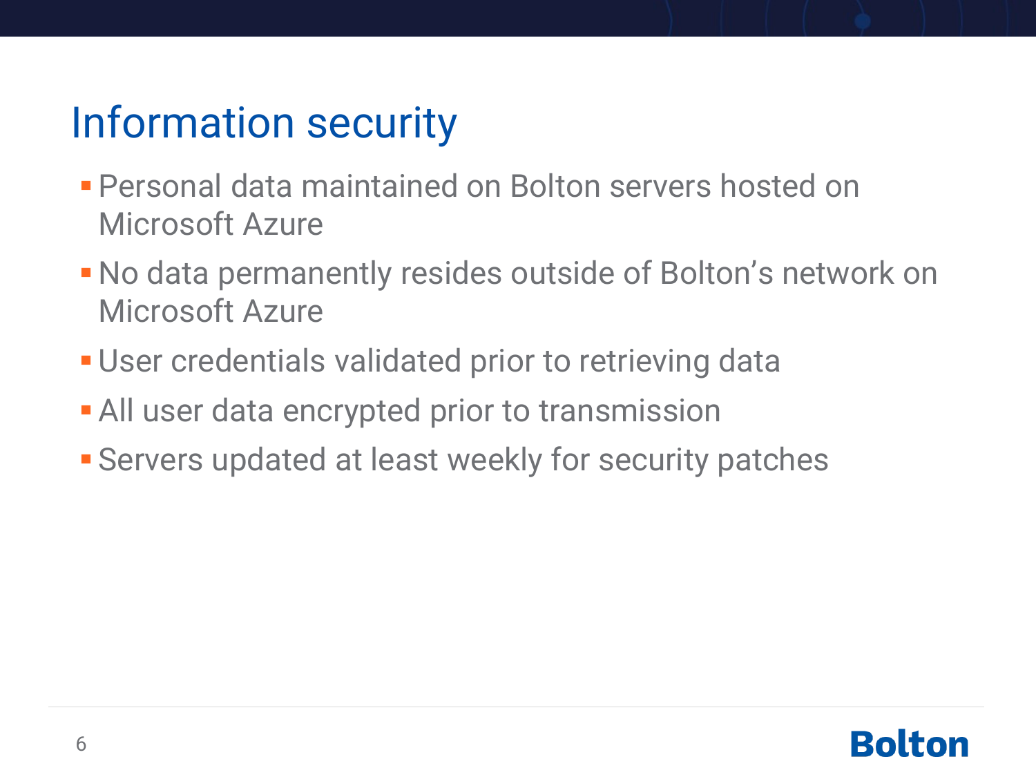# Information security

- Personal data maintained on Bolton servers hosted on Microsoft Azure
- No data permanently resides outside of Bolton's network on Microsoft Azure
- User credentials validated prior to retrieving data
- All user data encrypted prior to transmission
- Servers updated at least weekly for security patches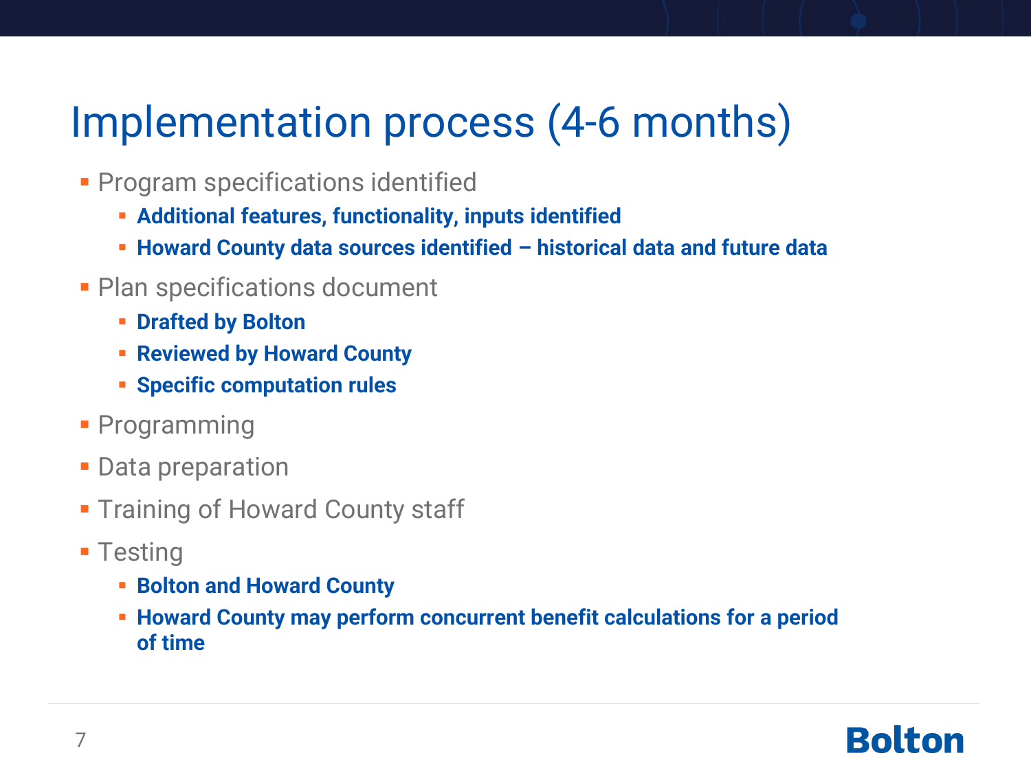# Implementation process (4-6 months)

- Program specifications identified
  - **Additional features, functionality, inputs identified**
  - **Howard County data sources identified – historical data and future data**
- Plan specifications document
  - **Drafted by Bolton**
  - **Reviewed by Howard County**
  - **Specific computation rules**
- Programming
- Data preparation
- Training of Howard County staff
- Testing
  - **Bolton and Howard County**
  - **Howard County may perform concurrent benefit calculations for a period of time**